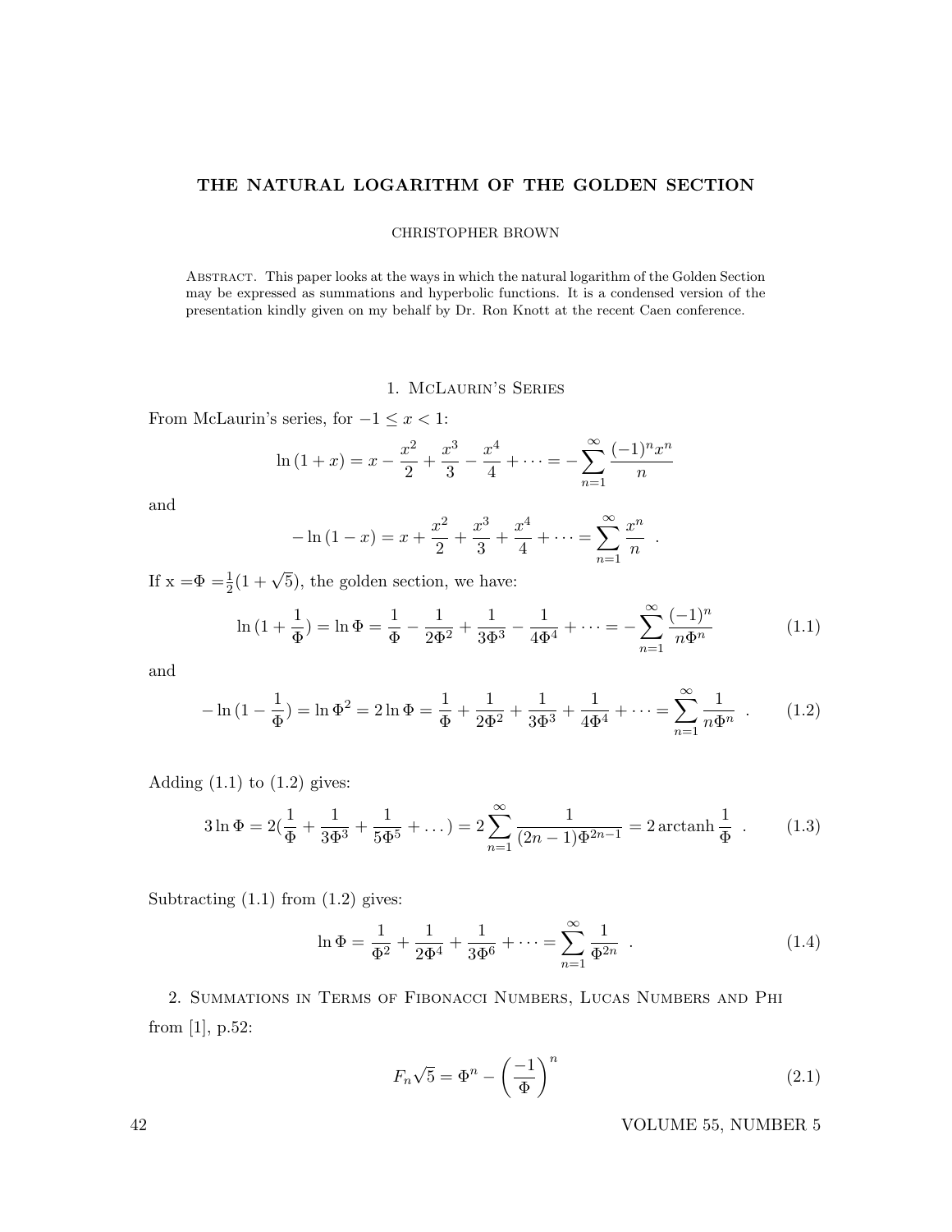# THE NATURAL LOGARITHM OF THE GOLDEN SECTION

CHRISTOPHER BROWN

Abstract. This paper looks at the ways in which the natural logarithm of the Golden Section may be expressed as summations and hyperbolic functions. It is a condensed version of the presentation kindly given on my behalf by Dr. Ron Knott at the recent Caen conference.

## 1. McLaurin's Series

From McLaurin's series, for $-1 \leq x < 1$:

$$\ln(1+x) = x - \frac{x^2}{2} + \frac{x^3}{3} - \frac{x^4}{4} + \cdots = -\sum_{n=1}^{\infty} \frac{(-1)^n x^n}{n}$$

and

$$-\ln(1-x) = x + \frac{x^2}{2} + \frac{x^3}{3} + \frac{x^4}{4} + \cdots = \sum_{n=1}^{\infty} \frac{x^n}{n} \quad .$$

If x $=\Phi = \frac{1}{2}(1+\sqrt{5})$, the golden section, we have:

$$\ln(1+\frac{1}{\Phi}) = \ln\Phi = \frac{1}{\Phi} - \frac{1}{2\Phi^2} + \frac{1}{3\Phi^3} - \frac{1}{4\Phi^4} + \cdots = -\sum_{n=1}^{\infty} \frac{(-1)^n}{n\Phi^n} \tag{1.1}$$

and

$$-\ln(1-\frac{1}{\Phi}) = \ln\Phi^2 = 2\ln\Phi = \frac{1}{\Phi} + \frac{1}{2\Phi^2} + \frac{1}{3\Phi^3} + \frac{1}{4\Phi^4} + \cdots = \sum_{n=1}^{\infty} \frac{1}{n\Phi^n} \quad . \tag{1.2}$$

Adding (1.1) to (1.2) gives:

$$3\ln\Phi = 2(\frac{1}{\Phi} + \frac{1}{3\Phi^3} + \frac{1}{5\Phi^5} + \dots) = 2\sum_{n=1}^{\infty} \frac{1}{(2n-1)\Phi^{2n-1}} = 2\,\text{arctanh}\,\frac{1}{\Phi} \quad . \tag{1.3}$$

Subtracting (1.1) from (1.2) gives:

$$\ln\Phi = \frac{1}{\Phi^2} + \frac{1}{2\Phi^4} + \frac{1}{3\Phi^6} + \cdots = \sum_{n=1}^{\infty} \frac{1}{\Phi^{2n}} \quad . \tag{1.4}$$

## 2. Summations in Terms of Fibonacci Numbers, Lucas Numbers and Phi

from [1], p.52:

$$F_n\sqrt{5} = \Phi^n - \left(\frac{-1}{\Phi}\right)^n \tag{2.1}$$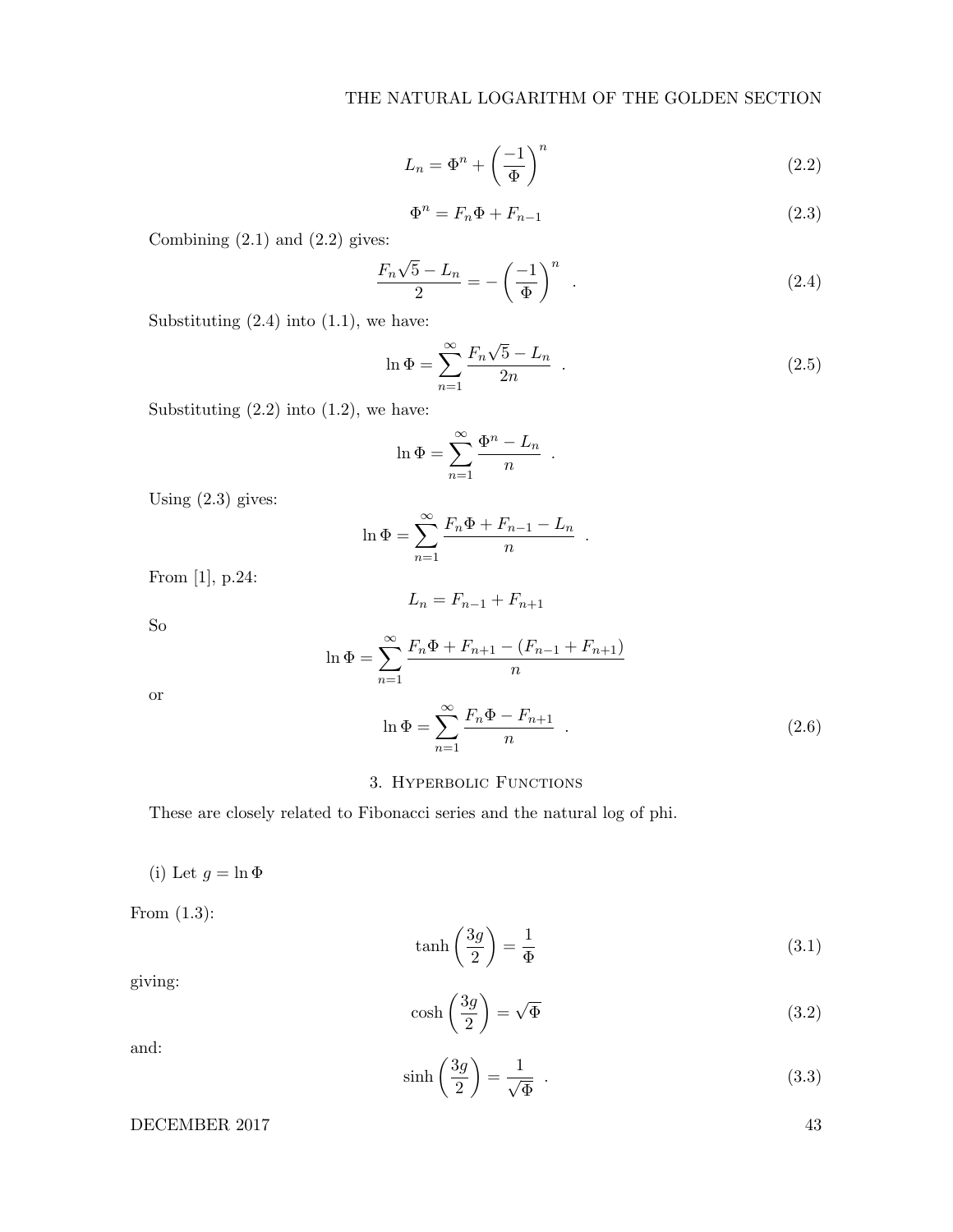$$L_n = \Phi^n + \left(\frac{-1}{\Phi}\right)^n \tag{2.2}$$

$$\Phi^n = F_n\Phi + F_{n-1} \tag{2.3}$$

Combining (2.1) and (2.2) gives:

$$\frac{F_n\sqrt{5} - L_n}{2} = -\left(\frac{-1}{\Phi}\right)^n \quad . \tag{2.4}$$

Substituting (2.4) into (1.1), we have:

$$\ln\Phi = \sum_{n=1}^{\infty} \frac{F_n\sqrt{5} - L_n}{2n} \quad . \tag{2.5}$$

Substituting (2.2) into (1.2), we have:

$$\ln\Phi = \sum_{n=1}^{\infty} \frac{\Phi^n - L_n}{n} \quad .$$

Using (2.3) gives:

$$\ln\Phi = \sum_{n=1}^{\infty} \frac{F_n\Phi + F_{n-1} - L_n}{n} \quad .$$

From [1], p.24:

$$L_n = F_{n-1} + F_{n+1}$$

So

$$\ln\Phi = \sum_{n=1}^{\infty} \frac{F_n\Phi + F_{n+1} - (F_{n-1} + F_{n+1})}{n}$$

or

$$\ln\Phi = \sum_{n=1}^{\infty} \frac{F_n\Phi - F_{n+1}}{n} \quad . \tag{2.6}$$

## 3. Hyperbolic Functions

These are closely related to Fibonacci series and the natural log of phi.

(i) Let $g = \ln\Phi$

From (1.3):

$$\tanh\left(\frac{3g}{2}\right) = \frac{1}{\Phi} \tag{3.1}$$

giving:

$$\cosh\left(\frac{3g}{2}\right) = \sqrt{\Phi} \tag{3.2}$$

and:

$$\sinh\left(\frac{3g}{2}\right) = \frac{1}{\sqrt{\Phi}} \quad . \tag{3.3}$$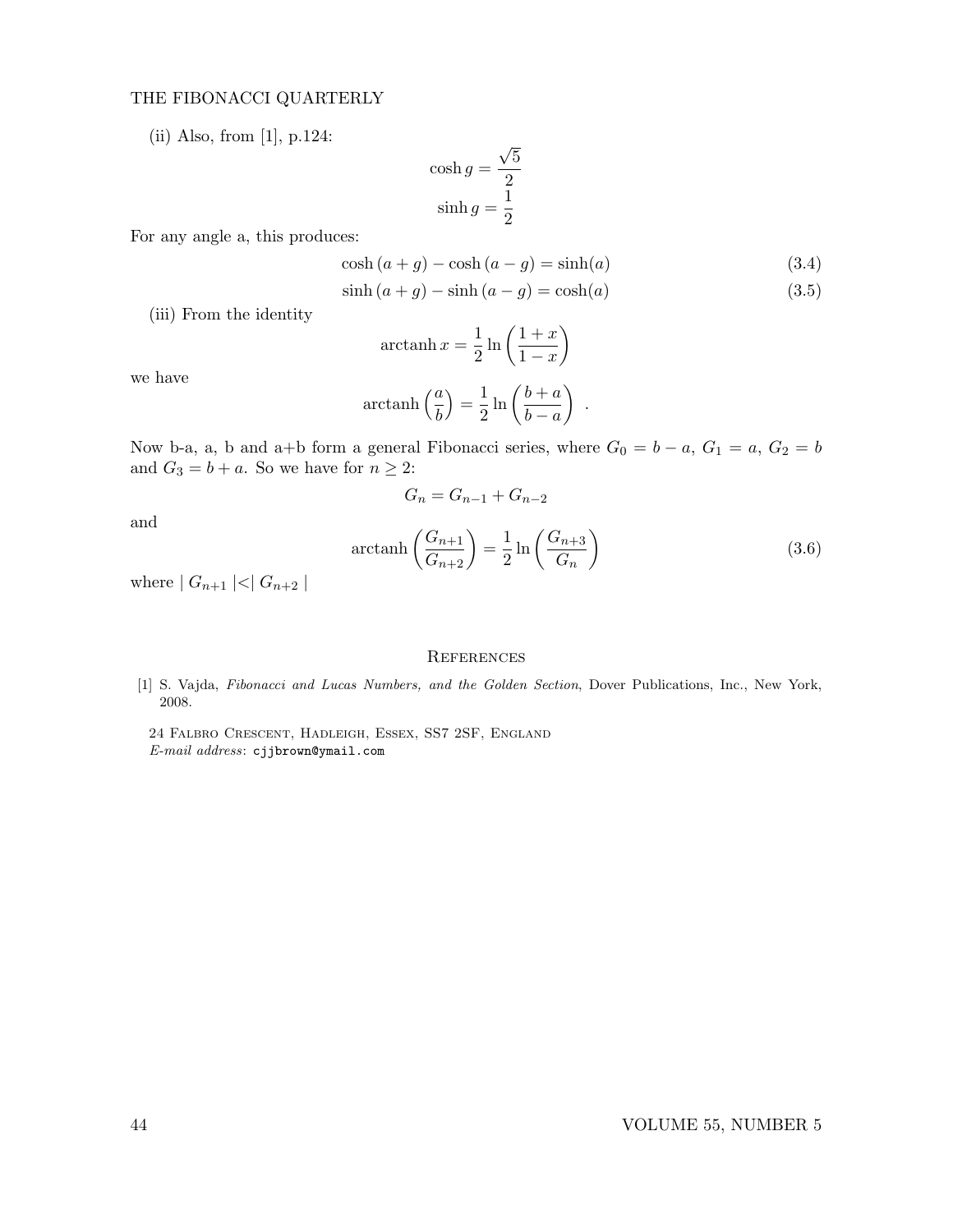(ii) Also, from [1], p.124:

$$\cosh g = \frac{\sqrt{5}}{2}$$
$$\sinh g = \frac{1}{2}$$

For any angle a, this produces:

$$\cosh(a+g) - \cosh(a-g) = \sinh(a) \tag{3.4}$$
$$\sinh(a+g) - \sinh(a-g) = \cosh(a) \tag{3.5}$$

(iii) From the identity

$$\operatorname{arctanh} x = \frac{1}{2}\ln\left(\frac{1+x}{1-x}\right)$$

we have

$$\operatorname{arctanh}\left(\frac{a}{b}\right) = \frac{1}{2}\ln\left(\frac{b+a}{b-a}\right) \ .$$

Now b-a, a, b and a+b form a general Fibonacci series, where $G_0 = b-a$, $G_1 = a$, $G_2 = b$ and $G_3 = b+a$. So we have for $n \geq 2$:

$$G_n = G_{n-1} + G_{n-2}$$

and

$$\operatorname{arctanh}\left(\frac{G_{n+1}}{G_{n+2}}\right) = \frac{1}{2}\ln\left(\frac{G_{n+3}}{G_n}\right) \tag{3.6}$$

where $| G_{n+1} | < | G_{n+2} |$

## References

[1] S. Vajda, *Fibonacci and Lucas Numbers, and the Golden Section*, Dover Publications, Inc., New York, 2008.

24 Falbro Crescent, Hadleigh, Essex, SS7 2SF, England
*E-mail address*: cjjbrown@ymail.com